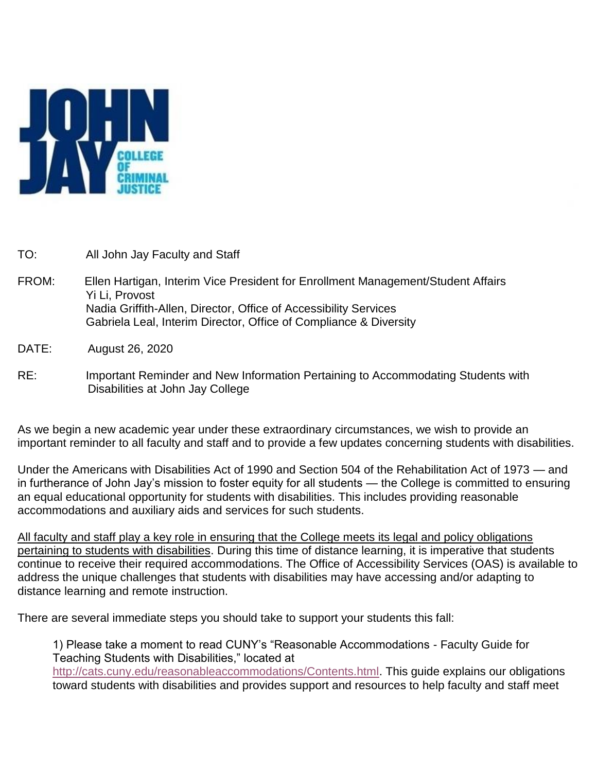TO: All John Jay Faculty and Staff

FROM: Ellen Hartigan, Interim Vice President for Enrollment Management/Student Affairs
Yi Li, Provost
Nadia Griffith-Allen, Director, Office of Accessibility Services
Gabriela Leal, Interim Director, Office of Compliance & Diversity

DATE: August 26, 2020

RE: Important Reminder and New Information Pertaining to Accommodating Students with Disabilities at John Jay College

As we begin a new academic year under these extraordinary circumstances, we wish to provide an important reminder to all faculty and staff and to provide a few updates concerning students with disabilities.

Under the Americans with Disabilities Act of 1990 and Section 504 of the Rehabilitation Act of 1973 — and in furtherance of John Jay's mission to foster equity for all students — the College is committed to ensuring an equal educational opportunity for students with disabilities. This includes providing reasonable accommodations and auxiliary aids and services for such students.

<u>All faculty and staff play a key role in ensuring that the College meets its legal and policy obligations pertaining to students with disabilities</u>. During this time of distance learning, it is imperative that students continue to receive their required accommodations. The Office of Accessibility Services (OAS) is available to address the unique challenges that students with disabilities may have accessing and/or adapting to distance learning and remote instruction.

There are several immediate steps you should take to support your students this fall:

1) Please take a moment to read CUNY's "Reasonable Accommodations - Faculty Guide for Teaching Students with Disabilities," located at http://cats.cuny.edu/reasonableaccommodations/Contents.html. This guide explains our obligations toward students with disabilities and provides support and resources to help faculty and staff meet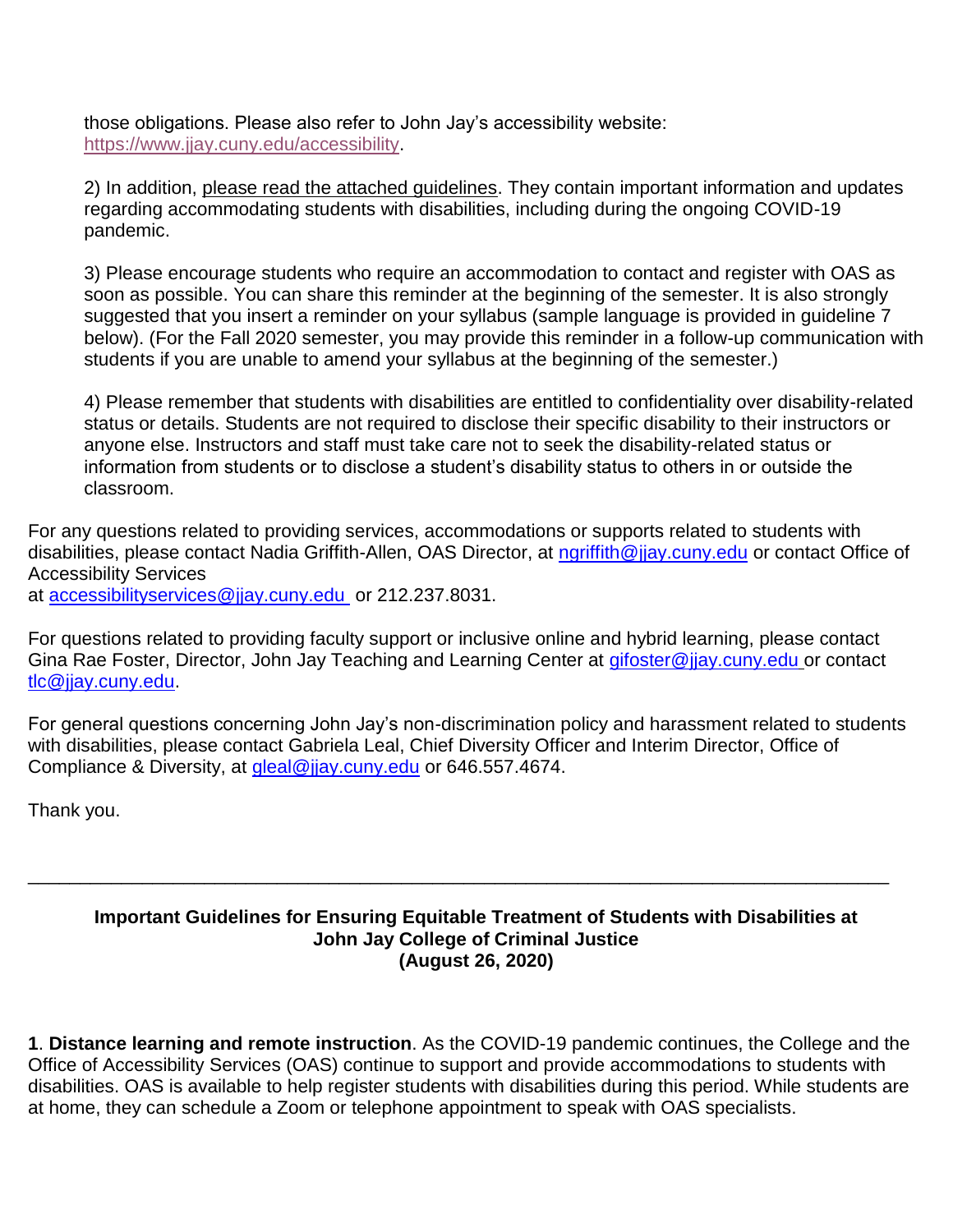those obligations. Please also refer to John Jay's accessibility website: https://www.jjay.cuny.edu/accessibility.

2) In addition, please read the attached guidelines. They contain important information and updates regarding accommodating students with disabilities, including during the ongoing COVID-19 pandemic.

3) Please encourage students who require an accommodation to contact and register with OAS as soon as possible. You can share this reminder at the beginning of the semester. It is also strongly suggested that you insert a reminder on your syllabus (sample language is provided in guideline 7 below). (For the Fall 2020 semester, you may provide this reminder in a follow-up communication with students if you are unable to amend your syllabus at the beginning of the semester.)

4) Please remember that students with disabilities are entitled to confidentiality over disability-related status or details. Students are not required to disclose their specific disability to their instructors or anyone else. Instructors and staff must take care not to seek the disability-related status or information from students or to disclose a student's disability status to others in or outside the classroom.

For any questions related to providing services, accommodations or supports related to students with disabilities, please contact Nadia Griffith-Allen, OAS Director, at ngriffith@jjay.cuny.edu or contact Office of Accessibility Services at accessibilityservices@jjay.cuny.edu or 212.237.8031.

For questions related to providing faculty support or inclusive online and hybrid learning, please contact Gina Rae Foster, Director, John Jay Teaching and Learning Center at gifoster@jjay.cuny.edu or contact tlc@jjay.cuny.edu.

For general questions concerning John Jay's non-discrimination policy and harassment related to students with disabilities, please contact Gabriela Leal, Chief Diversity Officer and Interim Director, Office of Compliance & Diversity, at gleal@jjay.cuny.edu or 646.557.4674.

Thank you.

---

**Important Guidelines for Ensuring Equitable Treatment of Students with Disabilities at John Jay College of Criminal Justice (August 26, 2020)**

**1**. **Distance learning and remote instruction**. As the COVID-19 pandemic continues, the College and the Office of Accessibility Services (OAS) continue to support and provide accommodations to students with disabilities. OAS is available to help register students with disabilities during this period. While students are at home, they can schedule a Zoom or telephone appointment to speak with OAS specialists.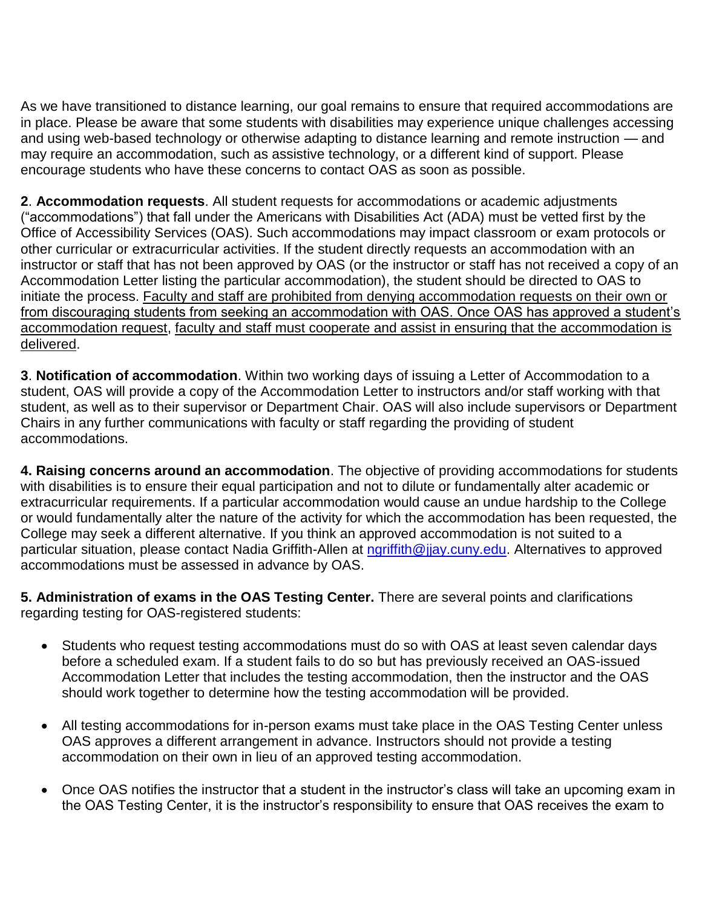As we have transitioned to distance learning, our goal remains to ensure that required accommodations are in place. Please be aware that some students with disabilities may experience unique challenges accessing and using web-based technology or otherwise adapting to distance learning and remote instruction — and may require an accommodation, such as assistive technology, or a different kind of support. Please encourage students who have these concerns to contact OAS as soon as possible.

**2**. **Accommodation requests**. All student requests for accommodations or academic adjustments ("accommodations") that fall under the Americans with Disabilities Act (ADA) must be vetted first by the Office of Accessibility Services (OAS). Such accommodations may impact classroom or exam protocols or other curricular or extracurricular activities. If the student directly requests an accommodation with an instructor or staff that has not been approved by OAS (or the instructor or staff has not received a copy of an Accommodation Letter listing the particular accommodation), the student should be directed to OAS to initiate the process. <u>Faculty and staff are prohibited from denying accommodation requests on their own or from discouraging students from seeking an accommodation with OAS. Once OAS has approved a student's accommodation request</u>, <u>faculty and staff must cooperate and assist in ensuring that the accommodation is delivered</u>.

**3**. **Notification of accommodation**. Within two working days of issuing a Letter of Accommodation to a student, OAS will provide a copy of the Accommodation Letter to instructors and/or staff working with that student, as well as to their supervisor or Department Chair. OAS will also include supervisors or Department Chairs in any further communications with faculty or staff regarding the providing of student accommodations.

**4. Raising concerns around an accommodation**. The objective of providing accommodations for students with disabilities is to ensure their equal participation and not to dilute or fundamentally alter academic or extracurricular requirements. If a particular accommodation would cause an undue hardship to the College or would fundamentally alter the nature of the activity for which the accommodation has been requested, the College may seek a different alternative. If you think an approved accommodation is not suited to a particular situation, please contact Nadia Griffith-Allen at [ngriffith@jjay.cuny.edu](mailto:ngriffith@jjay.cuny.edu). Alternatives to approved accommodations must be assessed in advance by OAS.

**5. Administration of exams in the OAS Testing Center.** There are several points and clarifications regarding testing for OAS-registered students:

- Students who request testing accommodations must do so with OAS at least seven calendar days before a scheduled exam. If a student fails to do so but has previously received an OAS-issued Accommodation Letter that includes the testing accommodation, then the instructor and the OAS should work together to determine how the testing accommodation will be provided.

- All testing accommodations for in-person exams must take place in the OAS Testing Center unless OAS approves a different arrangement in advance. Instructors should not provide a testing accommodation on their own in lieu of an approved testing accommodation.

- Once OAS notifies the instructor that a student in the instructor's class will take an upcoming exam in the OAS Testing Center, it is the instructor's responsibility to ensure that OAS receives the exam to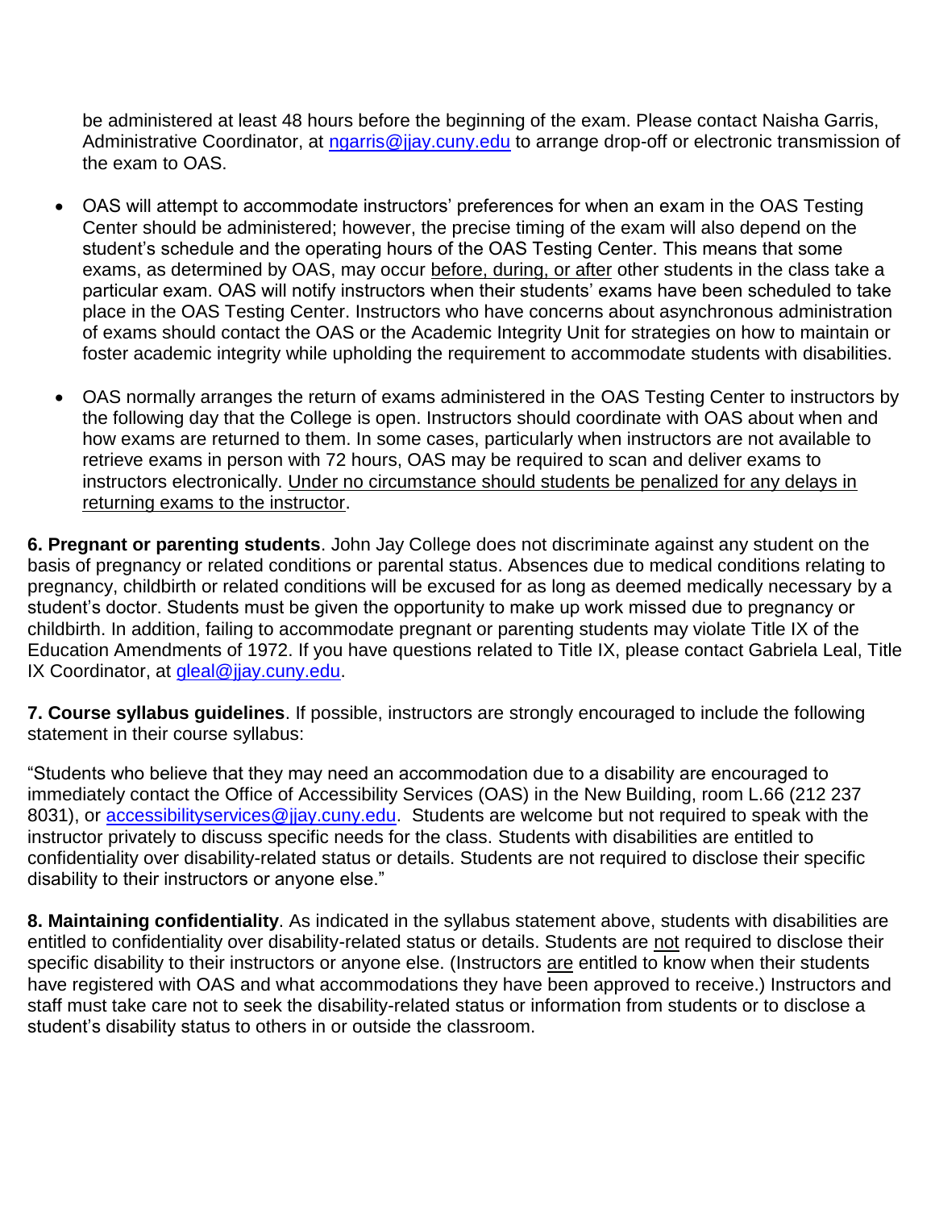be administered at least 48 hours before the beginning of the exam. Please contact Naisha Garris, Administrative Coordinator, at ngarris@jjay.cuny.edu to arrange drop-off or electronic transmission of the exam to OAS.

- OAS will attempt to accommodate instructors' preferences for when an exam in the OAS Testing Center should be administered; however, the precise timing of the exam will also depend on the student's schedule and the operating hours of the OAS Testing Center. This means that some exams, as determined by OAS, may occur before, during, or after other students in the class take a particular exam. OAS will notify instructors when their students' exams have been scheduled to take place in the OAS Testing Center. Instructors who have concerns about asynchronous administration of exams should contact the OAS or the Academic Integrity Unit for strategies on how to maintain or foster academic integrity while upholding the requirement to accommodate students with disabilities.

- OAS normally arranges the return of exams administered in the OAS Testing Center to instructors by the following day that the College is open. Instructors should coordinate with OAS about when and how exams are returned to them. In some cases, particularly when instructors are not available to retrieve exams in person with 72 hours, OAS may be required to scan and deliver exams to instructors electronically. Under no circumstance should students be penalized for any delays in returning exams to the instructor.

**6. Pregnant or parenting students**. John Jay College does not discriminate against any student on the basis of pregnancy or related conditions or parental status. Absences due to medical conditions relating to pregnancy, childbirth or related conditions will be excused for as long as deemed medically necessary by a student's doctor. Students must be given the opportunity to make up work missed due to pregnancy or childbirth. In addition, failing to accommodate pregnant or parenting students may violate Title IX of the Education Amendments of 1972. If you have questions related to Title IX, please contact Gabriela Leal, Title IX Coordinator, at gleal@jjay.cuny.edu.

**7. Course syllabus guidelines**. If possible, instructors are strongly encouraged to include the following statement in their course syllabus:

"Students who believe that they may need an accommodation due to a disability are encouraged to immediately contact the Office of Accessibility Services (OAS) in the New Building, room L.66 (212 237 8031), or accessibilityservices@jjay.cuny.edu. Students are welcome but not required to speak with the instructor privately to discuss specific needs for the class. Students with disabilities are entitled to confidentiality over disability-related status or details. Students are not required to disclose their specific disability to their instructors or anyone else."

**8. Maintaining confidentiality**. As indicated in the syllabus statement above, students with disabilities are entitled to confidentiality over disability-related status or details. Students are not required to disclose their specific disability to their instructors or anyone else. (Instructors are entitled to know when their students have registered with OAS and what accommodations they have been approved to receive.) Instructors and staff must take care not to seek the disability-related status or information from students or to disclose a student's disability status to others in or outside the classroom.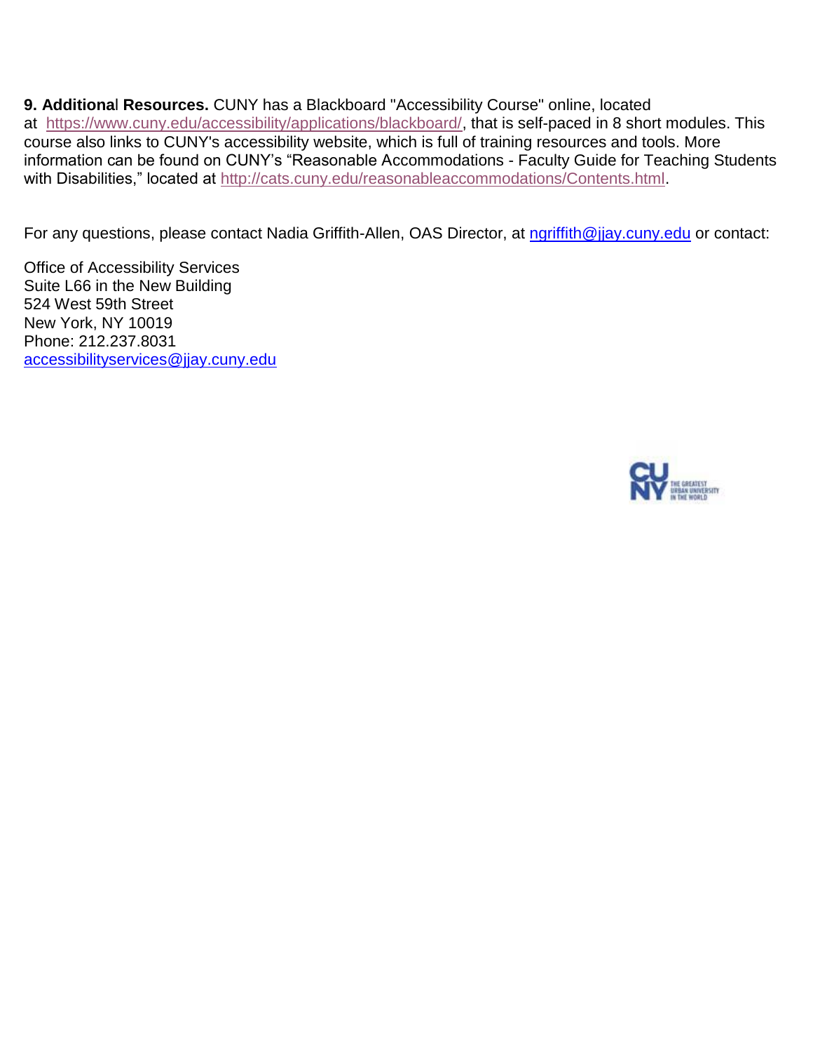**9. Additional Resources.** CUNY has a Blackboard "Accessibility Course" online, located at https://www.cuny.edu/accessibility/applications/blackboard/, that is self-paced in 8 short modules. This course also links to CUNY's accessibility website, which is full of training resources and tools. More information can be found on CUNY's "Reasonable Accommodations - Faculty Guide for Teaching Students with Disabilities," located at http://cats.cuny.edu/reasonableaccommodations/Contents.html.

For any questions, please contact Nadia Griffith-Allen, OAS Director, at ngriffith@jjay.cuny.edu or contact:

Office of Accessibility Services  
Suite L66 in the New Building  
524 West 59th Street  
New York, NY 10019  
Phone: 212.237.8031  
accessibilityservices@jjay.cuny.edu